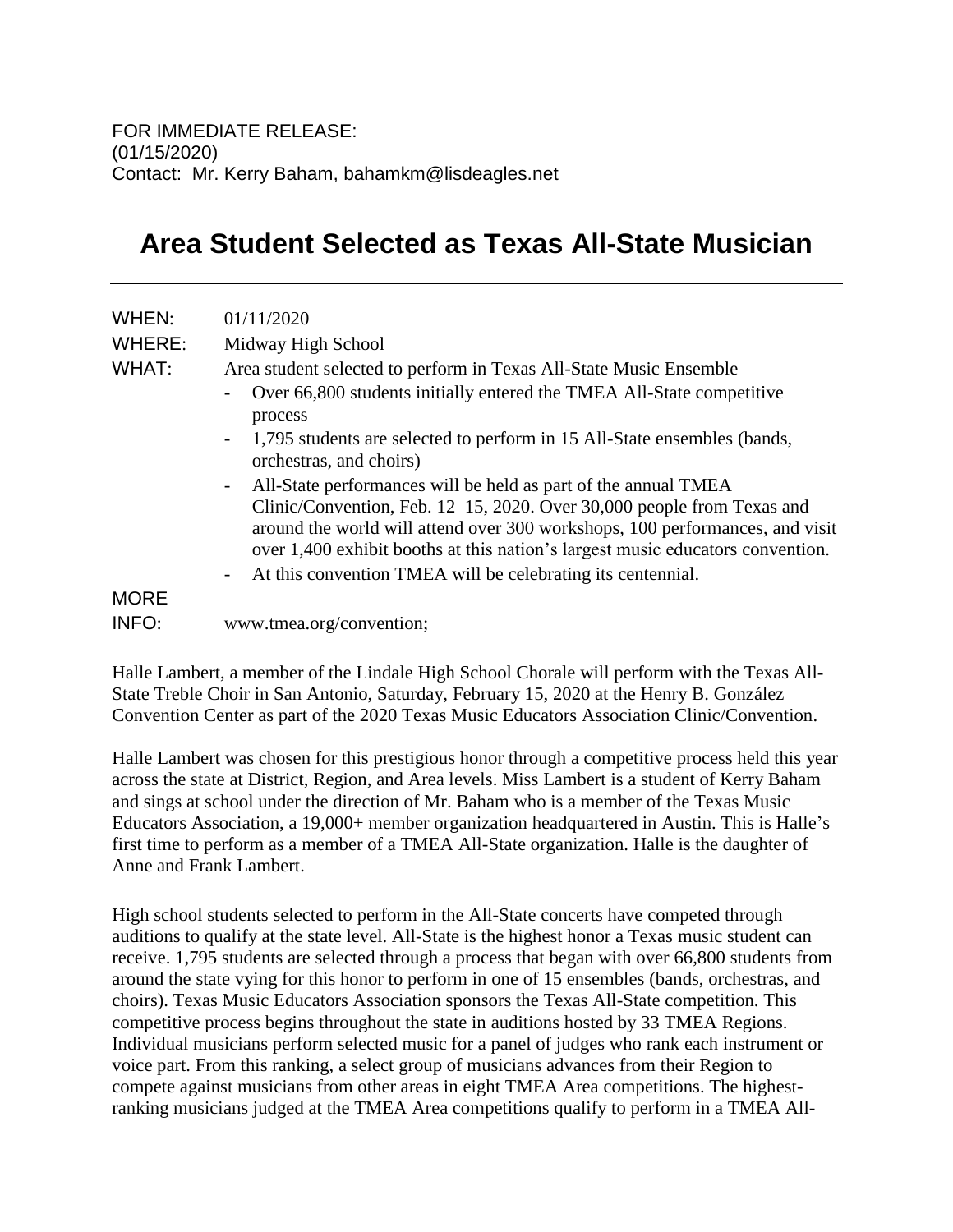FOR IMMEDIATE RELEASE:
(01/15/2020)
Contact: Mr. Kerry Baham, bahamkm@lisdeagles.net

# Area Student Selected as Texas All-State Musician

| | |
|---|---|
| WHEN: | 01/11/2020 |
| WHERE: | Midway High School |
| WHAT: | Area student selected to perform in Texas All-State Music Ensemble<br>- Over 66,800 students initially entered the TMEA All-State competitive process<br>- 1,795 students are selected to perform in 15 All-State ensembles (bands, orchestras, and choirs)<br>- All-State performances will be held as part of the annual TMEA Clinic/Convention, Feb. 12–15, 2020. Over 30,000 people from Texas and around the world will attend over 300 workshops, 100 performances, and visit over 1,400 exhibit booths at this nation's largest music educators convention.<br>- At this convention TMEA will be celebrating its centennial. |
| MORE INFO: | www.tmea.org/convention; |

Halle Lambert, a member of the Lindale High School Chorale will perform with the Texas All-State Treble Choir in San Antonio, Saturday, February 15, 2020 at the Henry B. González Convention Center as part of the 2020 Texas Music Educators Association Clinic/Convention.

Halle Lambert was chosen for this prestigious honor through a competitive process held this year across the state at District, Region, and Area levels. Miss Lambert is a student of Kerry Baham and sings at school under the direction of Mr. Baham who is a member of the Texas Music Educators Association, a 19,000+ member organization headquartered in Austin. This is Halle's first time to perform as a member of a TMEA All-State organization. Halle is the daughter of Anne and Frank Lambert.

High school students selected to perform in the All-State concerts have competed through auditions to qualify at the state level. All-State is the highest honor a Texas music student can receive. 1,795 students are selected through a process that began with over 66,800 students from around the state vying for this honor to perform in one of 15 ensembles (bands, orchestras, and choirs). Texas Music Educators Association sponsors the Texas All-State competition. This competitive process begins throughout the state in auditions hosted by 33 TMEA Regions. Individual musicians perform selected music for a panel of judges who rank each instrument or voice part. From this ranking, a select group of musicians advances from their Region to compete against musicians from other areas in eight TMEA Area competitions. The highest-ranking musicians judged at the TMEA Area competitions qualify to perform in a TMEA All-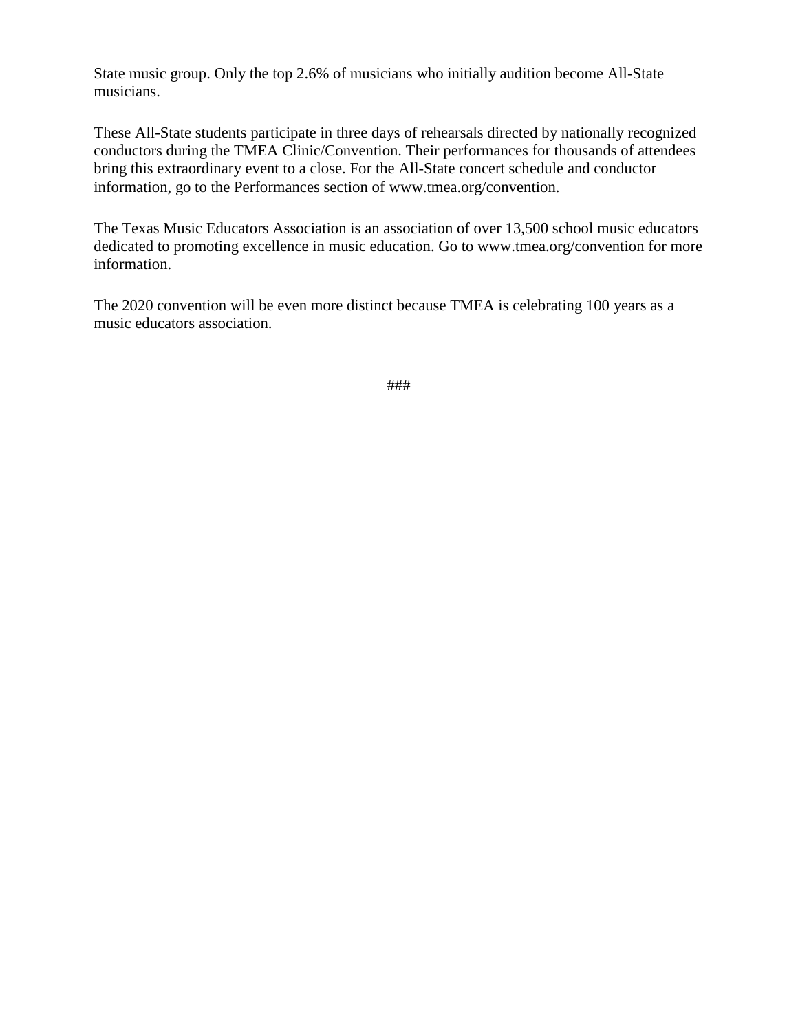State music group. Only the top 2.6% of musicians who initially audition become All-State musicians.

These All-State students participate in three days of rehearsals directed by nationally recognized conductors during the TMEA Clinic/Convention. Their performances for thousands of attendees bring this extraordinary event to a close. For the All-State concert schedule and conductor information, go to the Performances section of www.tmea.org/convention.

The Texas Music Educators Association is an association of over 13,500 school music educators dedicated to promoting excellence in music education. Go to www.tmea.org/convention for more information.

The 2020 convention will be even more distinct because TMEA is celebrating 100 years as a music educators association.

###